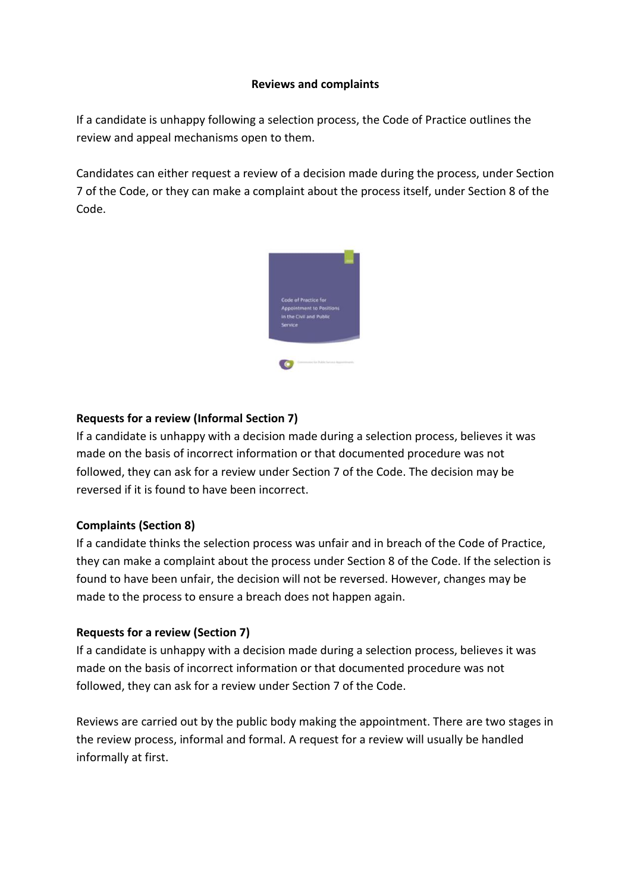**Reviews and complaints**

If a candidate is unhappy following a selection process, the Code of Practice outlines the review and appeal mechanisms open to them.

Candidates can either request a review of a decision made during the process, under Section 7 of the Code, or they can make a complaint about the process itself, under Section 8 of the Code.

**Requests for a review (Informal Section 7)**
If a candidate is unhappy with a decision made during a selection process, believes it was made on the basis of incorrect information or that documented procedure was not followed, they can ask for a review under Section 7 of the Code. The decision may be reversed if it is found to have been incorrect.

**Complaints (Section 8)**
If a candidate thinks the selection process was unfair and in breach of the Code of Practice, they can make a complaint about the process under Section 8 of the Code. If the selection is found to have been unfair, the decision will not be reversed. However, changes may be made to the process to ensure a breach does not happen again.

**Requests for a review (Section 7)**
If a candidate is unhappy with a decision made during a selection process, believes it was made on the basis of incorrect information or that documented procedure was not followed, they can ask for a review under Section 7 of the Code.

Reviews are carried out by the public body making the appointment. There are two stages in the review process, informal and formal. A request for a review will usually be handled informally at first.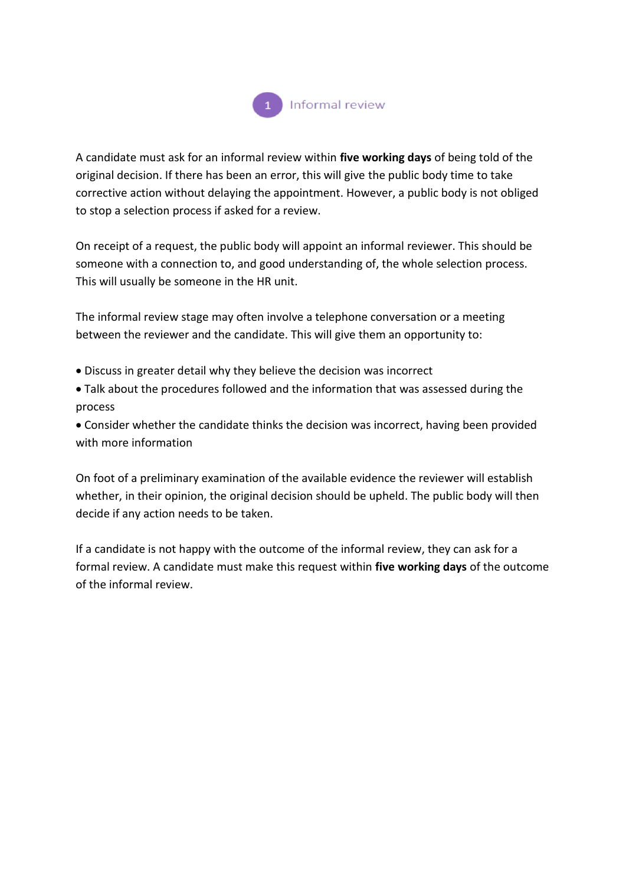## 1 Informal review

A candidate must ask for an informal review within **five working days** of being told of the original decision. If there has been an error, this will give the public body time to take corrective action without delaying the appointment. However, a public body is not obliged to stop a selection process if asked for a review.

On receipt of a request, the public body will appoint an informal reviewer. This should be someone with a connection to, and good understanding of, the whole selection process. This will usually be someone in the HR unit.

The informal review stage may often involve a telephone conversation or a meeting between the reviewer and the candidate. This will give them an opportunity to:

- Discuss in greater detail why they believe the decision was incorrect
- Talk about the procedures followed and the information that was assessed during the process
- Consider whether the candidate thinks the decision was incorrect, having been provided with more information

On foot of a preliminary examination of the available evidence the reviewer will establish whether, in their opinion, the original decision should be upheld. The public body will then decide if any action needs to be taken.

If a candidate is not happy with the outcome of the informal review, they can ask for a formal review. A candidate must make this request within **five working days** of the outcome of the informal review.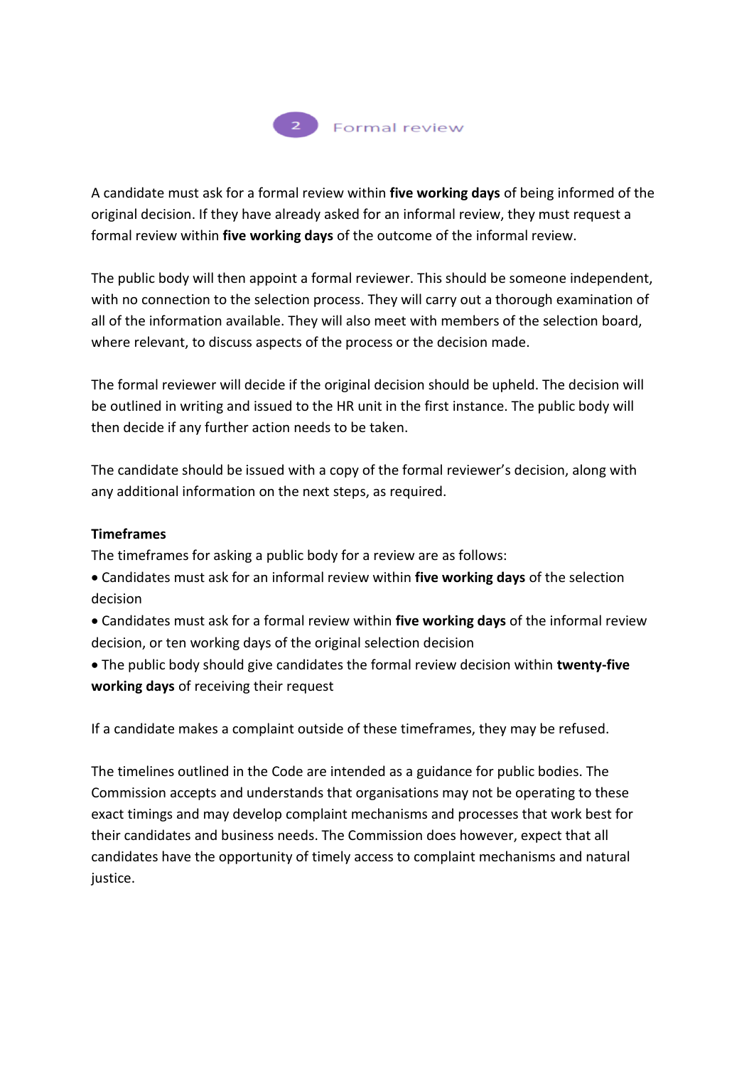## 2 Formal review

A candidate must ask for a formal review within **five working days** of being informed of the original decision. If they have already asked for an informal review, they must request a formal review within **five working days** of the outcome of the informal review.

The public body will then appoint a formal reviewer. This should be someone independent, with no connection to the selection process. They will carry out a thorough examination of all of the information available. They will also meet with members of the selection board, where relevant, to discuss aspects of the process or the decision made.

The formal reviewer will decide if the original decision should be upheld. The decision will be outlined in writing and issued to the HR unit in the first instance. The public body will then decide if any further action needs to be taken.

The candidate should be issued with a copy of the formal reviewer's decision, along with any additional information on the next steps, as required.

**Timeframes**

The timeframes for asking a public body for a review are as follows:

- Candidates must ask for an informal review within **five working days** of the selection decision
- Candidates must ask for a formal review within **five working days** of the informal review decision, or ten working days of the original selection decision
- The public body should give candidates the formal review decision within **twenty-five working days** of receiving their request

If a candidate makes a complaint outside of these timeframes, they may be refused.

The timelines outlined in the Code are intended as a guidance for public bodies. The Commission accepts and understands that organisations may not be operating to these exact timings and may develop complaint mechanisms and processes that work best for their candidates and business needs. The Commission does however, expect that all candidates have the opportunity of timely access to complaint mechanisms and natural justice.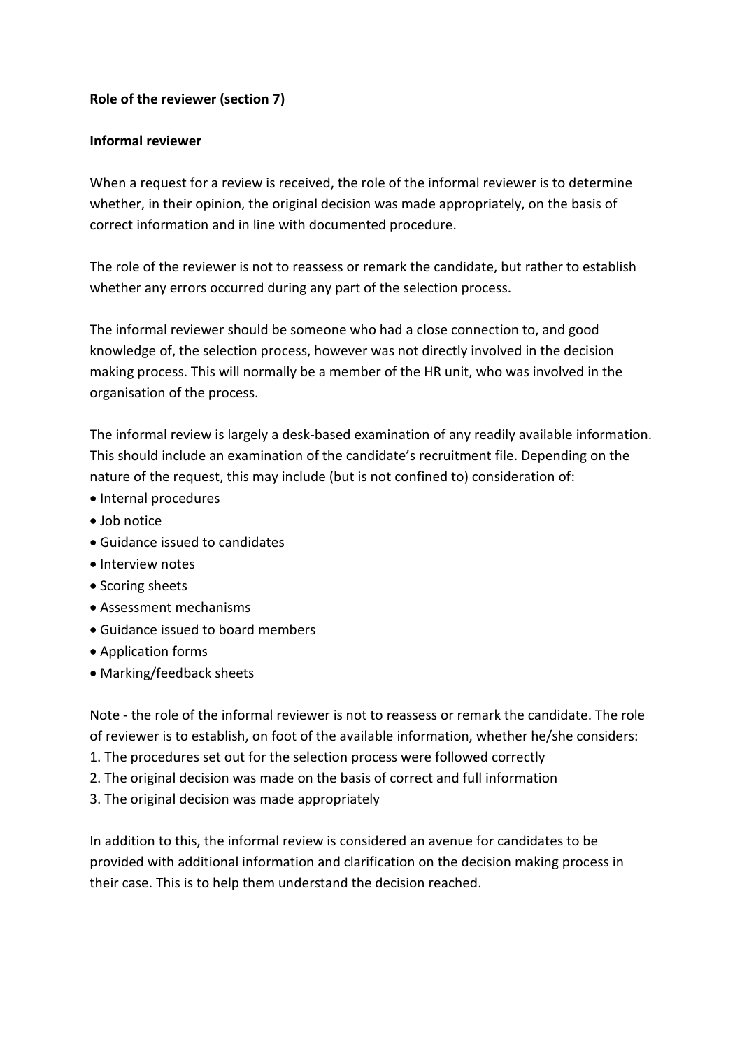**Role of the reviewer (section 7)**

**Informal reviewer**

When a request for a review is received, the role of the informal reviewer is to determine whether, in their opinion, the original decision was made appropriately, on the basis of correct information and in line with documented procedure.

The role of the reviewer is not to reassess or remark the candidate, but rather to establish whether any errors occurred during any part of the selection process.

The informal reviewer should be someone who had a close connection to, and good knowledge of, the selection process, however was not directly involved in the decision making process. This will normally be a member of the HR unit, who was involved in the organisation of the process.

The informal review is largely a desk-based examination of any readily available information. This should include an examination of the candidate's recruitment file. Depending on the nature of the request, this may include (but is not confined to) consideration of:

- Internal procedures
- Job notice
- Guidance issued to candidates
- Interview notes
- Scoring sheets
- Assessment mechanisms
- Guidance issued to board members
- Application forms
- Marking/feedback sheets

Note - the role of the informal reviewer is not to reassess or remark the candidate. The role of reviewer is to establish, on foot of the available information, whether he/she considers:

1. The procedures set out for the selection process were followed correctly
2. The original decision was made on the basis of correct and full information
3. The original decision was made appropriately

In addition to this, the informal review is considered an avenue for candidates to be provided with additional information and clarification on the decision making process in their case. This is to help them understand the decision reached.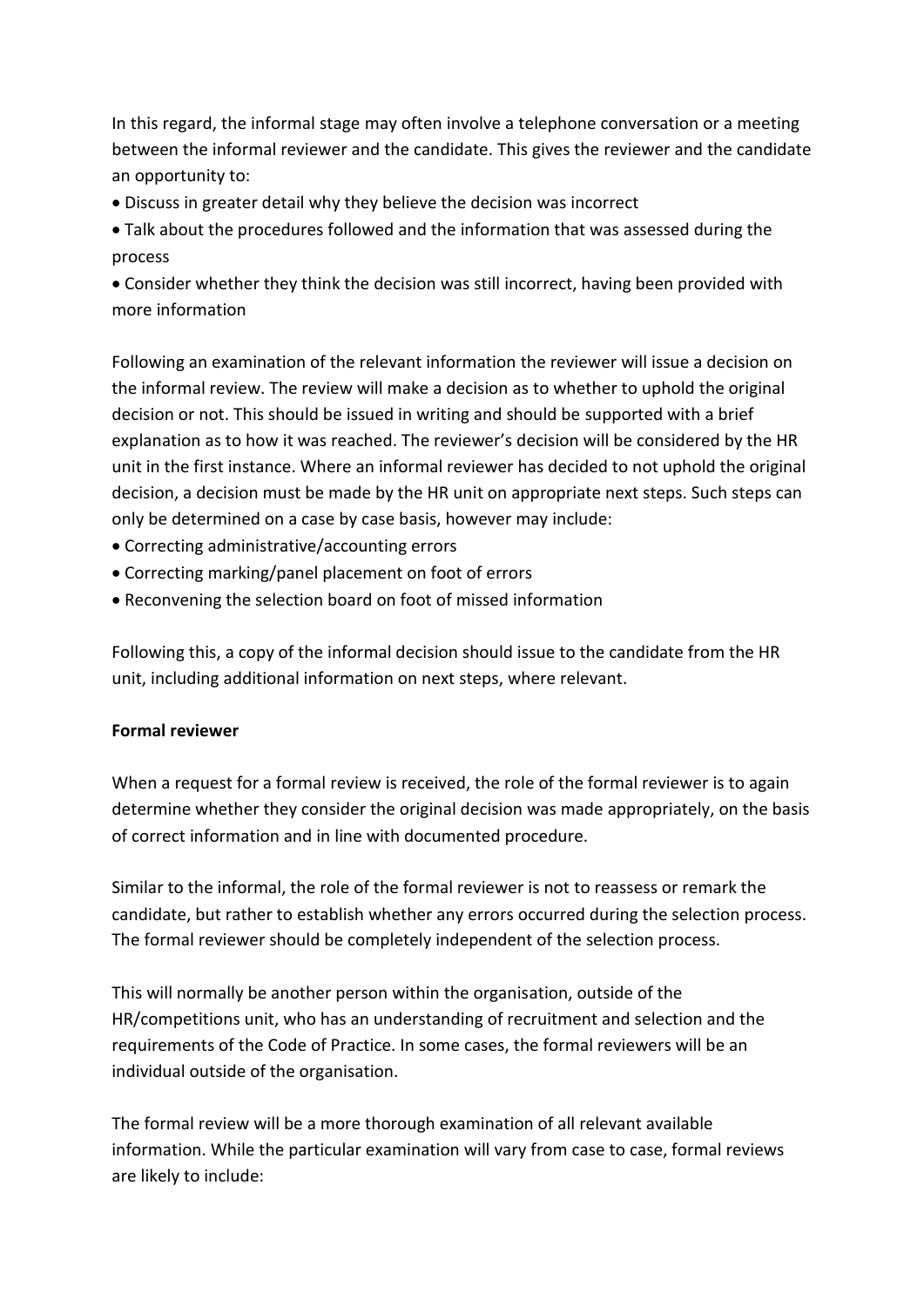In this regard, the informal stage may often involve a telephone conversation or a meeting between the informal reviewer and the candidate. This gives the reviewer and the candidate an opportunity to:

- Discuss in greater detail why they believe the decision was incorrect
- Talk about the procedures followed and the information that was assessed during the process
- Consider whether they think the decision was still incorrect, having been provided with more information

Following an examination of the relevant information the reviewer will issue a decision on the informal review. The review will make a decision as to whether to uphold the original decision or not. This should be issued in writing and should be supported with a brief explanation as to how it was reached. The reviewer's decision will be considered by the HR unit in the first instance. Where an informal reviewer has decided to not uphold the original decision, a decision must be made by the HR unit on appropriate next steps. Such steps can only be determined on a case by case basis, however may include:

- Correcting administrative/accounting errors
- Correcting marking/panel placement on foot of errors
- Reconvening the selection board on foot of missed information

Following this, a copy of the informal decision should issue to the candidate from the HR unit, including additional information on next steps, where relevant.

**Formal reviewer**

When a request for a formal review is received, the role of the formal reviewer is to again determine whether they consider the original decision was made appropriately, on the basis of correct information and in line with documented procedure.

Similar to the informal, the role of the formal reviewer is not to reassess or remark the candidate, but rather to establish whether any errors occurred during the selection process. The formal reviewer should be completely independent of the selection process.

This will normally be another person within the organisation, outside of the HR/competitions unit, who has an understanding of recruitment and selection and the requirements of the Code of Practice. In some cases, the formal reviewers will be an individual outside of the organisation.

The formal review will be a more thorough examination of all relevant available information. While the particular examination will vary from case to case, formal reviews are likely to include: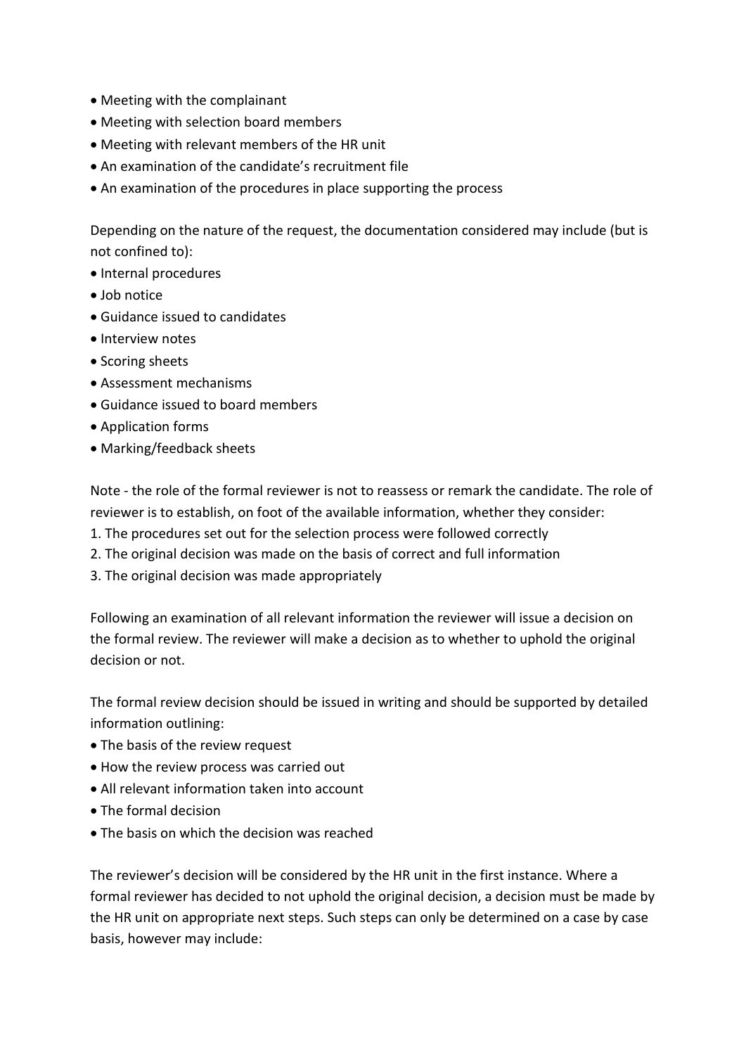- Meeting with the complainant
- Meeting with selection board members
- Meeting with relevant members of the HR unit
- An examination of the candidate's recruitment file
- An examination of the procedures in place supporting the process

Depending on the nature of the request, the documentation considered may include (but is not confined to):

- Internal procedures
- Job notice
- Guidance issued to candidates
- Interview notes
- Scoring sheets
- Assessment mechanisms
- Guidance issued to board members
- Application forms
- Marking/feedback sheets

Note - the role of the formal reviewer is not to reassess or remark the candidate. The role of reviewer is to establish, on foot of the available information, whether they consider:

1. The procedures set out for the selection process were followed correctly
2. The original decision was made on the basis of correct and full information
3. The original decision was made appropriately

Following an examination of all relevant information the reviewer will issue a decision on the formal review. The reviewer will make a decision as to whether to uphold the original decision or not.

The formal review decision should be issued in writing and should be supported by detailed information outlining:

- The basis of the review request
- How the review process was carried out
- All relevant information taken into account
- The formal decision
- The basis on which the decision was reached

The reviewer's decision will be considered by the HR unit in the first instance. Where a formal reviewer has decided to not uphold the original decision, a decision must be made by the HR unit on appropriate next steps. Such steps can only be determined on a case by case basis, however may include: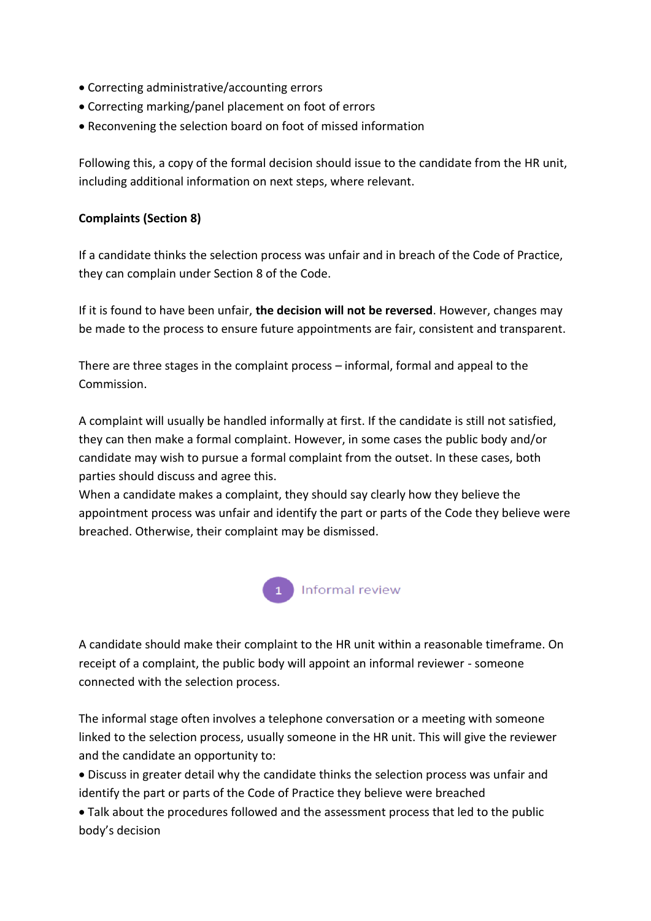- Correcting administrative/accounting errors
- Correcting marking/panel placement on foot of errors
- Reconvening the selection board on foot of missed information

Following this, a copy of the formal decision should issue to the candidate from the HR unit, including additional information on next steps, where relevant.

**Complaints (Section 8)**

If a candidate thinks the selection process was unfair and in breach of the Code of Practice, they can complain under Section 8 of the Code.

If it is found to have been unfair, **the decision will not be reversed**. However, changes may be made to the process to ensure future appointments are fair, consistent and transparent.

There are three stages in the complaint process – informal, formal and appeal to the Commission.

A complaint will usually be handled informally at first. If the candidate is still not satisfied, they can then make a formal complaint. However, in some cases the public body and/or candidate may wish to pursue a formal complaint from the outset. In these cases, both parties should discuss and agree this.

When a candidate makes a complaint, they should say clearly how they believe the appointment process was unfair and identify the part or parts of the Code they believe were breached. Otherwise, their complaint may be dismissed.

### 1 Informal review

A candidate should make their complaint to the HR unit within a reasonable timeframe. On receipt of a complaint, the public body will appoint an informal reviewer - someone connected with the selection process.

The informal stage often involves a telephone conversation or a meeting with someone linked to the selection process, usually someone in the HR unit. This will give the reviewer and the candidate an opportunity to:

- Discuss in greater detail why the candidate thinks the selection process was unfair and identify the part or parts of the Code of Practice they believe were breached
- Talk about the procedures followed and the assessment process that led to the public body's decision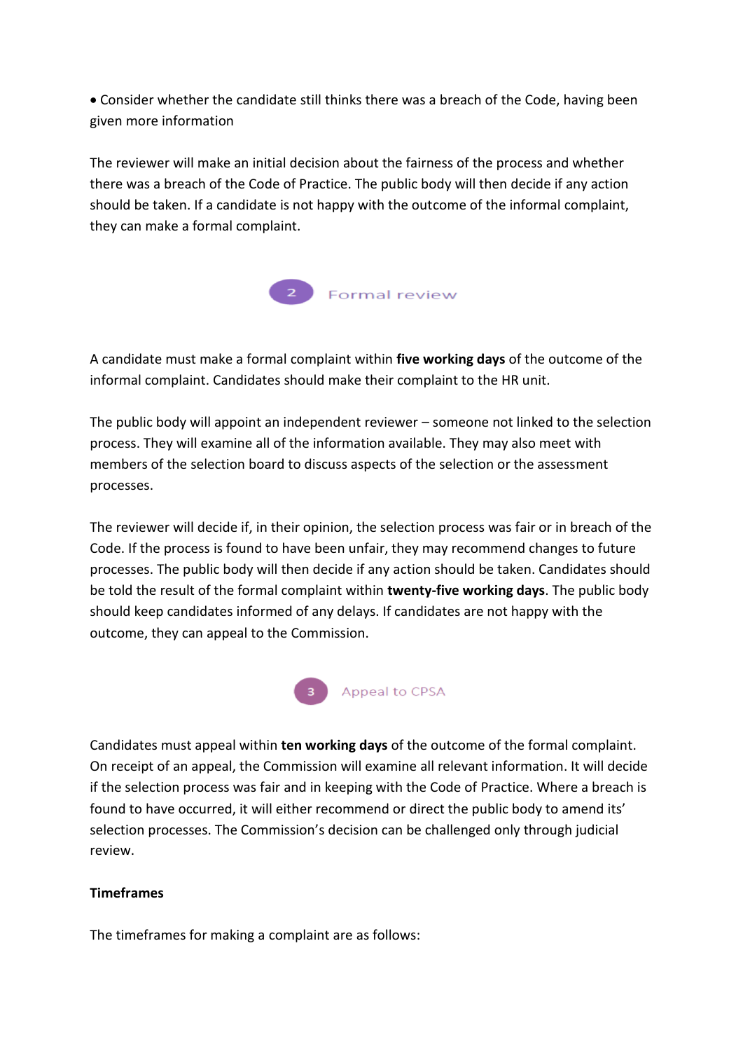- Consider whether the candidate still thinks there was a breach of the Code, having been given more information

The reviewer will make an initial decision about the fairness of the process and whether there was a breach of the Code of Practice. The public body will then decide if any action should be taken. If a candidate is not happy with the outcome of the informal complaint, they can make a formal complaint.

## 2 Formal review

A candidate must make a formal complaint within **five working days** of the outcome of the informal complaint. Candidates should make their complaint to the HR unit.

The public body will appoint an independent reviewer – someone not linked to the selection process. They will examine all of the information available. They may also meet with members of the selection board to discuss aspects of the selection or the assessment processes.

The reviewer will decide if, in their opinion, the selection process was fair or in breach of the Code. If the process is found to have been unfair, they may recommend changes to future processes. The public body will then decide if any action should be taken. Candidates should be told the result of the formal complaint within **twenty-five working days**. The public body should keep candidates informed of any delays. If candidates are not happy with the outcome, they can appeal to the Commission.

## 3 Appeal to CPSA

Candidates must appeal within **ten working days** of the outcome of the formal complaint. On receipt of an appeal, the Commission will examine all relevant information. It will decide if the selection process was fair and in keeping with the Code of Practice. Where a breach is found to have occurred, it will either recommend or direct the public body to amend its' selection processes. The Commission's decision can be challenged only through judicial review.

**Timeframes**

The timeframes for making a complaint are as follows: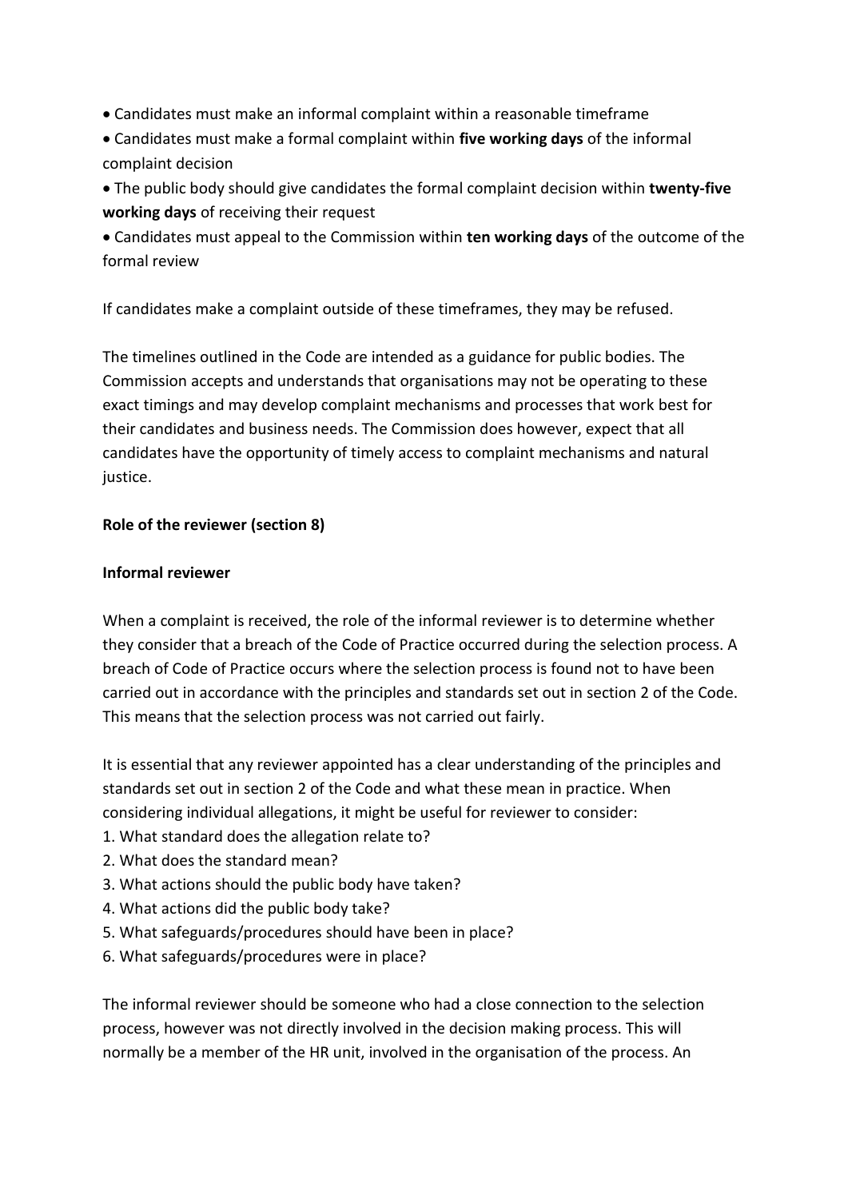- Candidates must make an informal complaint within a reasonable timeframe
- Candidates must make a formal complaint within **five working days** of the informal complaint decision
- The public body should give candidates the formal complaint decision within **twenty-five working days** of receiving their request
- Candidates must appeal to the Commission within **ten working days** of the outcome of the formal review

If candidates make a complaint outside of these timeframes, they may be refused.

The timelines outlined in the Code are intended as a guidance for public bodies. The Commission accepts and understands that organisations may not be operating to these exact timings and may develop complaint mechanisms and processes that work best for their candidates and business needs. The Commission does however, expect that all candidates have the opportunity of timely access to complaint mechanisms and natural justice.

**Role of the reviewer (section 8)**

**Informal reviewer**

When a complaint is received, the role of the informal reviewer is to determine whether they consider that a breach of the Code of Practice occurred during the selection process. A breach of Code of Practice occurs where the selection process is found not to have been carried out in accordance with the principles and standards set out in section 2 of the Code. This means that the selection process was not carried out fairly.

It is essential that any reviewer appointed has a clear understanding of the principles and standards set out in section 2 of the Code and what these mean in practice. When considering individual allegations, it might be useful for reviewer to consider:

1. What standard does the allegation relate to?
2. What does the standard mean?
3. What actions should the public body have taken?
4. What actions did the public body take?
5. What safeguards/procedures should have been in place?
6. What safeguards/procedures were in place?

The informal reviewer should be someone who had a close connection to the selection process, however was not directly involved in the decision making process. This will normally be a member of the HR unit, involved in the organisation of the process. An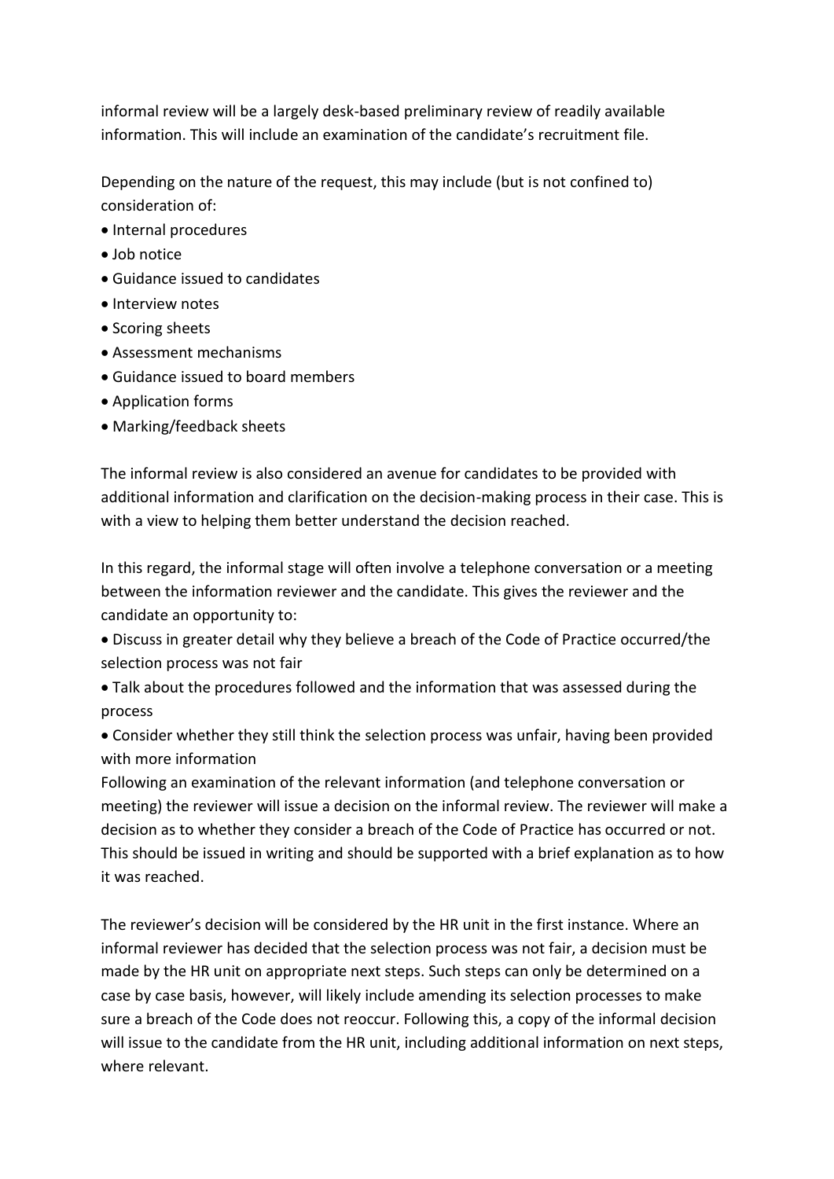informal review will be a largely desk-based preliminary review of readily available information. This will include an examination of the candidate's recruitment file.

Depending on the nature of the request, this may include (but is not confined to) consideration of:

- Internal procedures
- Job notice
- Guidance issued to candidates
- Interview notes
- Scoring sheets
- Assessment mechanisms
- Guidance issued to board members
- Application forms
- Marking/feedback sheets

The informal review is also considered an avenue for candidates to be provided with additional information and clarification on the decision-making process in their case. This is with a view to helping them better understand the decision reached.

In this regard, the informal stage will often involve a telephone conversation or a meeting between the information reviewer and the candidate. This gives the reviewer and the candidate an opportunity to:

- Discuss in greater detail why they believe a breach of the Code of Practice occurred/the selection process was not fair
- Talk about the procedures followed and the information that was assessed during the process
- Consider whether they still think the selection process was unfair, having been provided with more information

Following an examination of the relevant information (and telephone conversation or meeting) the reviewer will issue a decision on the informal review. The reviewer will make a decision as to whether they consider a breach of the Code of Practice has occurred or not. This should be issued in writing and should be supported with a brief explanation as to how it was reached.

The reviewer's decision will be considered by the HR unit in the first instance. Where an informal reviewer has decided that the selection process was not fair, a decision must be made by the HR unit on appropriate next steps. Such steps can only be determined on a case by case basis, however, will likely include amending its selection processes to make sure a breach of the Code does not reoccur. Following this, a copy of the informal decision will issue to the candidate from the HR unit, including additional information on next steps, where relevant.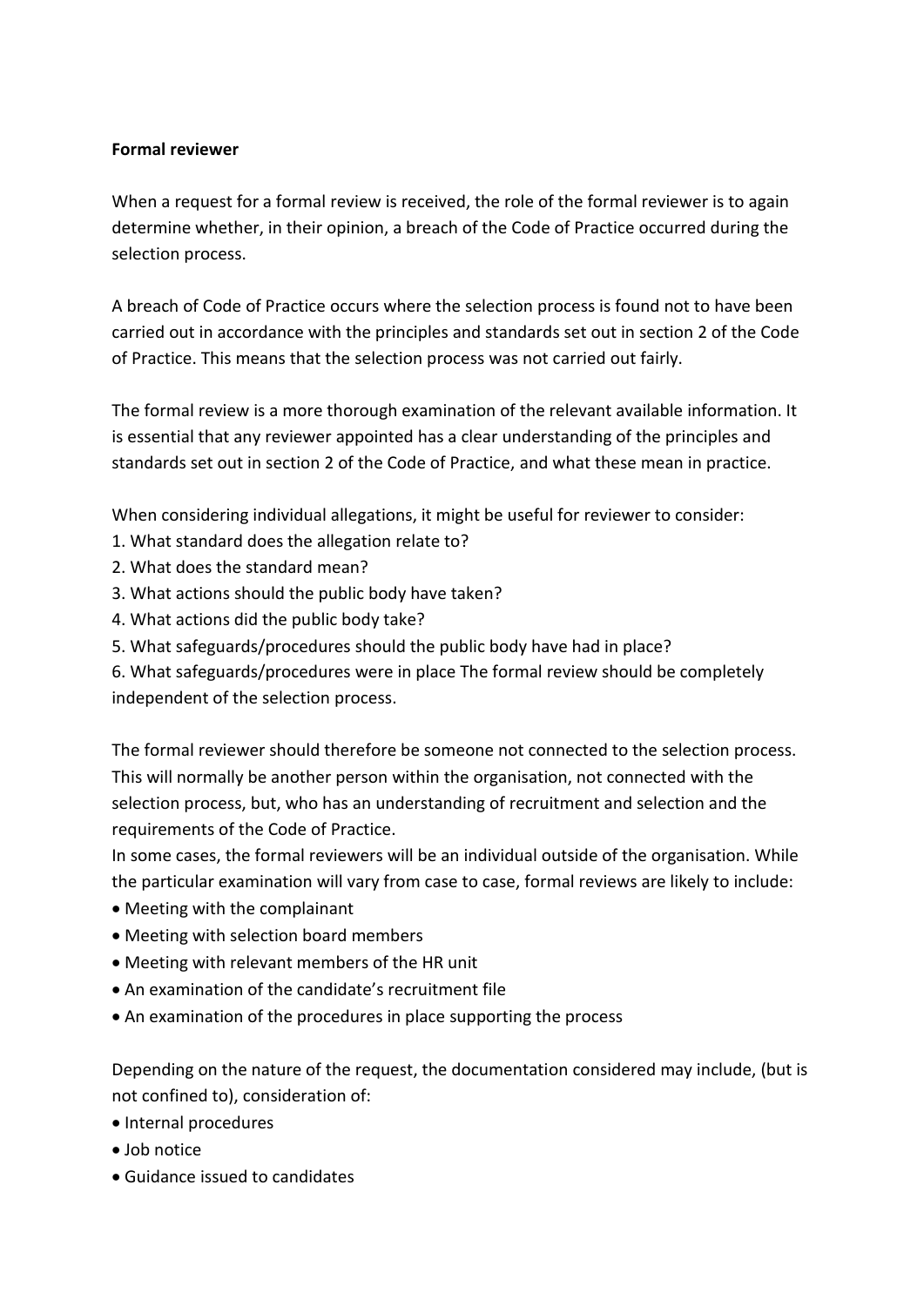**Formal reviewer**

When a request for a formal review is received, the role of the formal reviewer is to again determine whether, in their opinion, a breach of the Code of Practice occurred during the selection process.

A breach of Code of Practice occurs where the selection process is found not to have been carried out in accordance with the principles and standards set out in section 2 of the Code of Practice. This means that the selection process was not carried out fairly.

The formal review is a more thorough examination of the relevant available information. It is essential that any reviewer appointed has a clear understanding of the principles and standards set out in section 2 of the Code of Practice, and what these mean in practice.

When considering individual allegations, it might be useful for reviewer to consider:

1. What standard does the allegation relate to?
2. What does the standard mean?
3. What actions should the public body have taken?
4. What actions did the public body take?
5. What safeguards/procedures should the public body have had in place?
6. What safeguards/procedures were in place The formal review should be completely independent of the selection process.

The formal reviewer should therefore be someone not connected to the selection process. This will normally be another person within the organisation, not connected with the selection process, but, who has an understanding of recruitment and selection and the requirements of the Code of Practice.
In some cases, the formal reviewers will be an individual outside of the organisation. While the particular examination will vary from case to case, formal reviews are likely to include:

- Meeting with the complainant
- Meeting with selection board members
- Meeting with relevant members of the HR unit
- An examination of the candidate's recruitment file
- An examination of the procedures in place supporting the process

Depending on the nature of the request, the documentation considered may include, (but is not confined to), consideration of:

- Internal procedures
- Job notice
- Guidance issued to candidates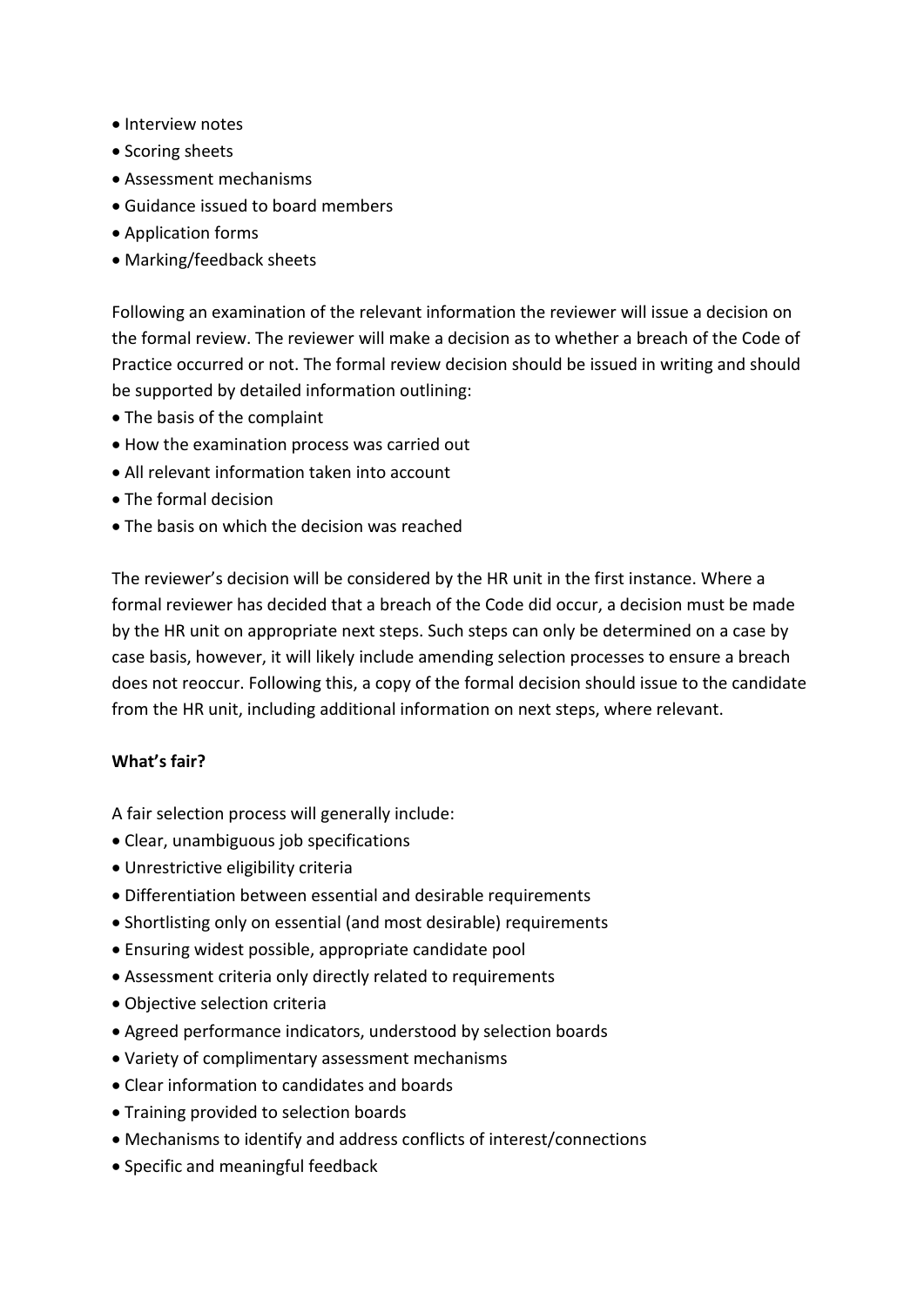- Interview notes
- Scoring sheets
- Assessment mechanisms
- Guidance issued to board members
- Application forms
- Marking/feedback sheets

Following an examination of the relevant information the reviewer will issue a decision on the formal review. The reviewer will make a decision as to whether a breach of the Code of Practice occurred or not. The formal review decision should be issued in writing and should be supported by detailed information outlining:

- The basis of the complaint
- How the examination process was carried out
- All relevant information taken into account
- The formal decision
- The basis on which the decision was reached

The reviewer's decision will be considered by the HR unit in the first instance. Where a formal reviewer has decided that a breach of the Code did occur, a decision must be made by the HR unit on appropriate next steps. Such steps can only be determined on a case by case basis, however, it will likely include amending selection processes to ensure a breach does not reoccur. Following this, a copy of the formal decision should issue to the candidate from the HR unit, including additional information on next steps, where relevant.

**What's fair?**

A fair selection process will generally include:

- Clear, unambiguous job specifications
- Unrestrictive eligibility criteria
- Differentiation between essential and desirable requirements
- Shortlisting only on essential (and most desirable) requirements
- Ensuring widest possible, appropriate candidate pool
- Assessment criteria only directly related to requirements
- Objective selection criteria
- Agreed performance indicators, understood by selection boards
- Variety of complimentary assessment mechanisms
- Clear information to candidates and boards
- Training provided to selection boards
- Mechanisms to identify and address conflicts of interest/connections
- Specific and meaningful feedback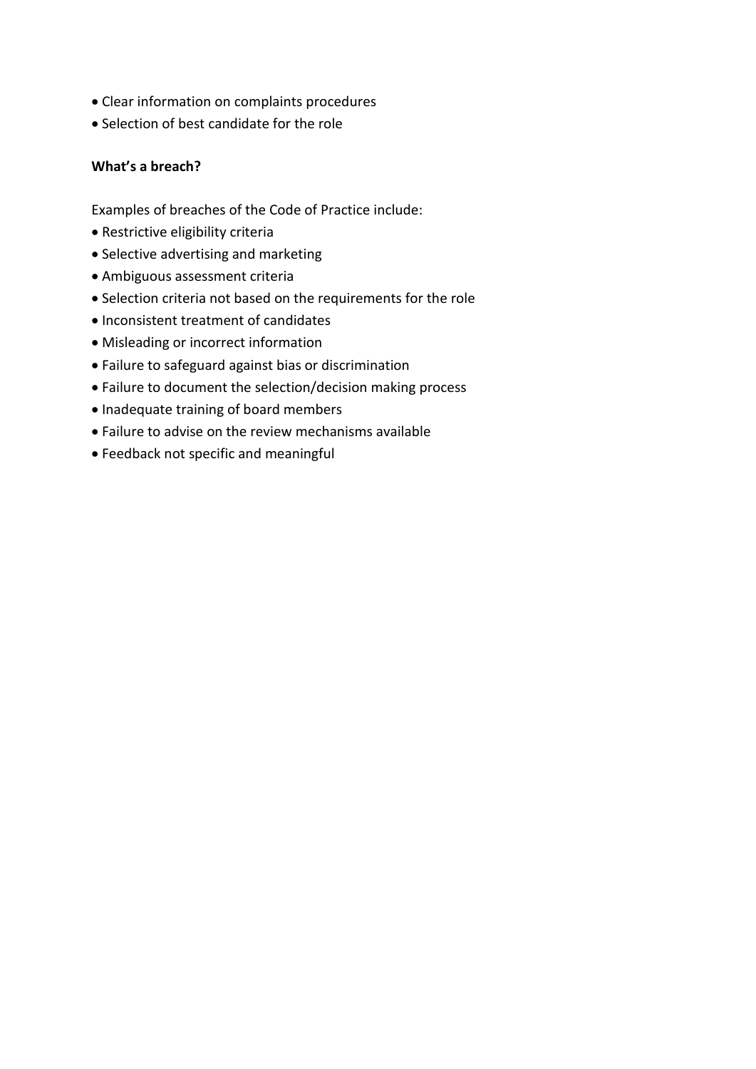- Clear information on complaints procedures
- Selection of best candidate for the role

**What's a breach?**

Examples of breaches of the Code of Practice include:

- Restrictive eligibility criteria
- Selective advertising and marketing
- Ambiguous assessment criteria
- Selection criteria not based on the requirements for the role
- Inconsistent treatment of candidates
- Misleading or incorrect information
- Failure to safeguard against bias or discrimination
- Failure to document the selection/decision making process
- Inadequate training of board members
- Failure to advise on the review mechanisms available
- Feedback not specific and meaningful